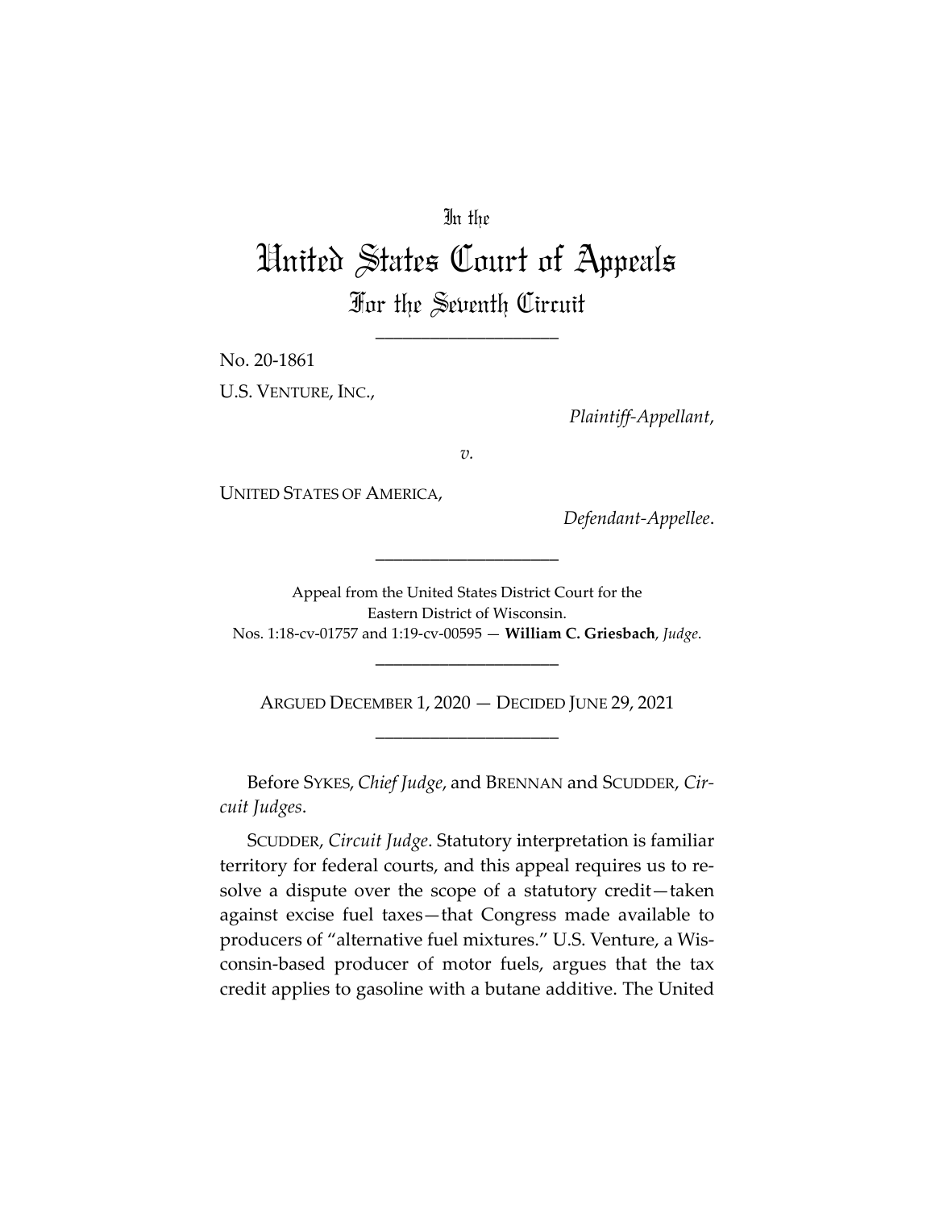In the

# United States Court of Appeals

## For the Seventh Circuit

____________________

No. 20-1861

U.S. VENTURE, INC.,

*Plaintiff-Appellant*,

*v.*

UNITED STATES OF AMERICA,

*Defendant-Appellee*.

____________________

Appeal from the United States District Court for the Eastern District of Wisconsin.
Nos. 1:18-cv-01757 and 1:19-cv-00595 — **William C. Griesbach**, *Judge*.

____________________

ARGUED DECEMBER 1, 2020 — DECIDED JUNE 29, 2021

____________________

Before SYKES, *Chief Judge*, and BRENNAN and SCUDDER, *Circuit Judges*.

SCUDDER, *Circuit Judge*. Statutory interpretation is familiar territory for federal courts, and this appeal requires us to resolve a dispute over the scope of a statutory credit—taken against excise fuel taxes—that Congress made available to producers of "alternative fuel mixtures." U.S. Venture, a Wisconsin-based producer of motor fuels, argues that the tax credit applies to gasoline with a butane additive. The United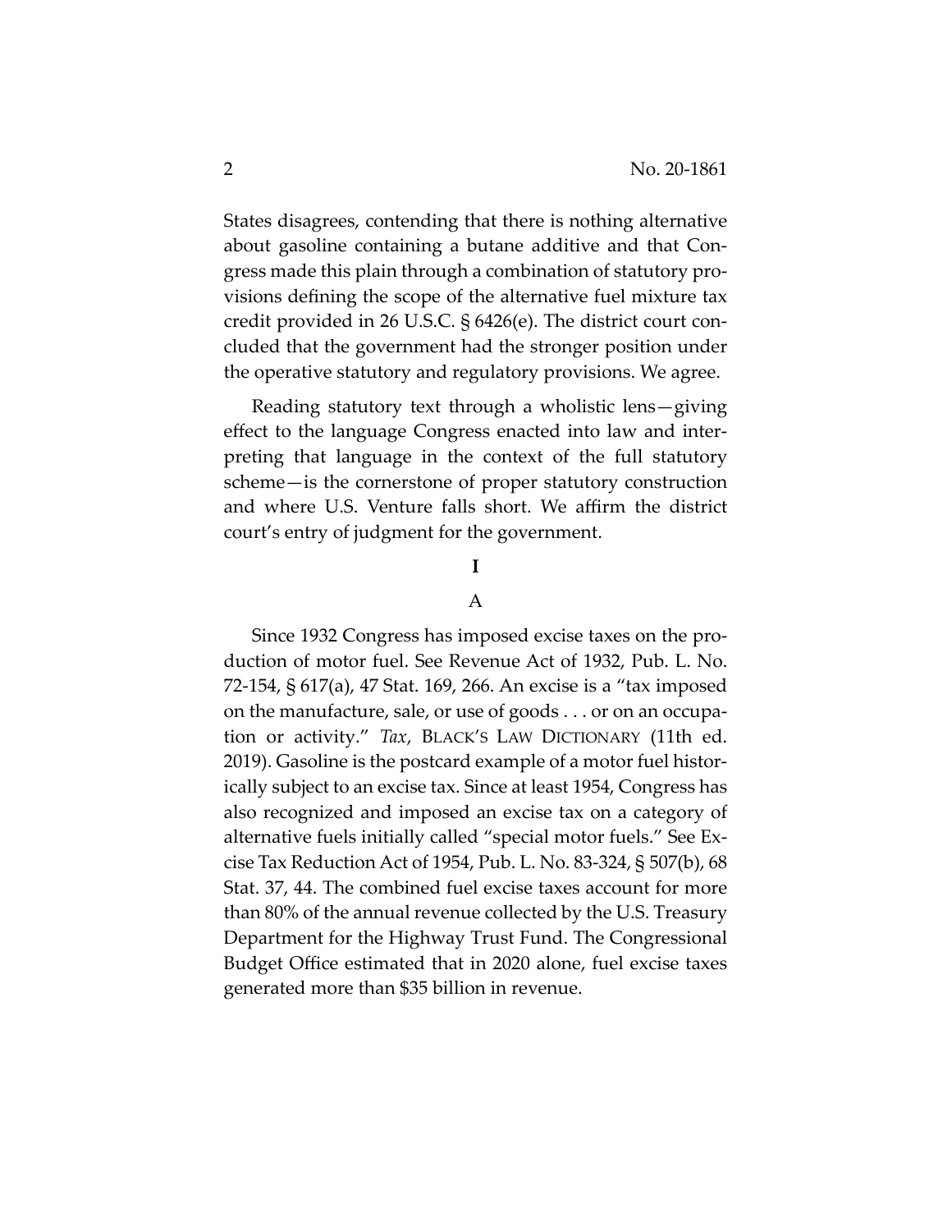States disagrees, contending that there is nothing alternative about gasoline containing a butane additive and that Congress made this plain through a combination of statutory provisions defining the scope of the alternative fuel mixture tax credit provided in 26 U.S.C. § 6426(e). The district court concluded that the government had the stronger position under the operative statutory and regulatory provisions. We agree.

Reading statutory text through a wholistic lens—giving effect to the language Congress enacted into law and interpreting that language in the context of the full statutory scheme—is the cornerstone of proper statutory construction and where U.S. Venture falls short. We affirm the district court's entry of judgment for the government.

# I

## A

Since 1932 Congress has imposed excise taxes on the production of motor fuel. See Revenue Act of 1932, Pub. L. No. 72-154, § 617(a), 47 Stat. 169, 266. An excise is a "tax imposed on the manufacture, sale, or use of goods . . . or on an occupation or activity." *Tax*, BLACK'S LAW DICTIONARY (11th ed. 2019). Gasoline is the postcard example of a motor fuel historically subject to an excise tax. Since at least 1954, Congress has also recognized and imposed an excise tax on a category of alternative fuels initially called "special motor fuels." See Excise Tax Reduction Act of 1954, Pub. L. No. 83-324, § 507(b), 68 Stat. 37, 44. The combined fuel excise taxes account for more than 80% of the annual revenue collected by the U.S. Treasury Department for the Highway Trust Fund. The Congressional Budget Office estimated that in 2020 alone, fuel excise taxes generated more than $35 billion in revenue.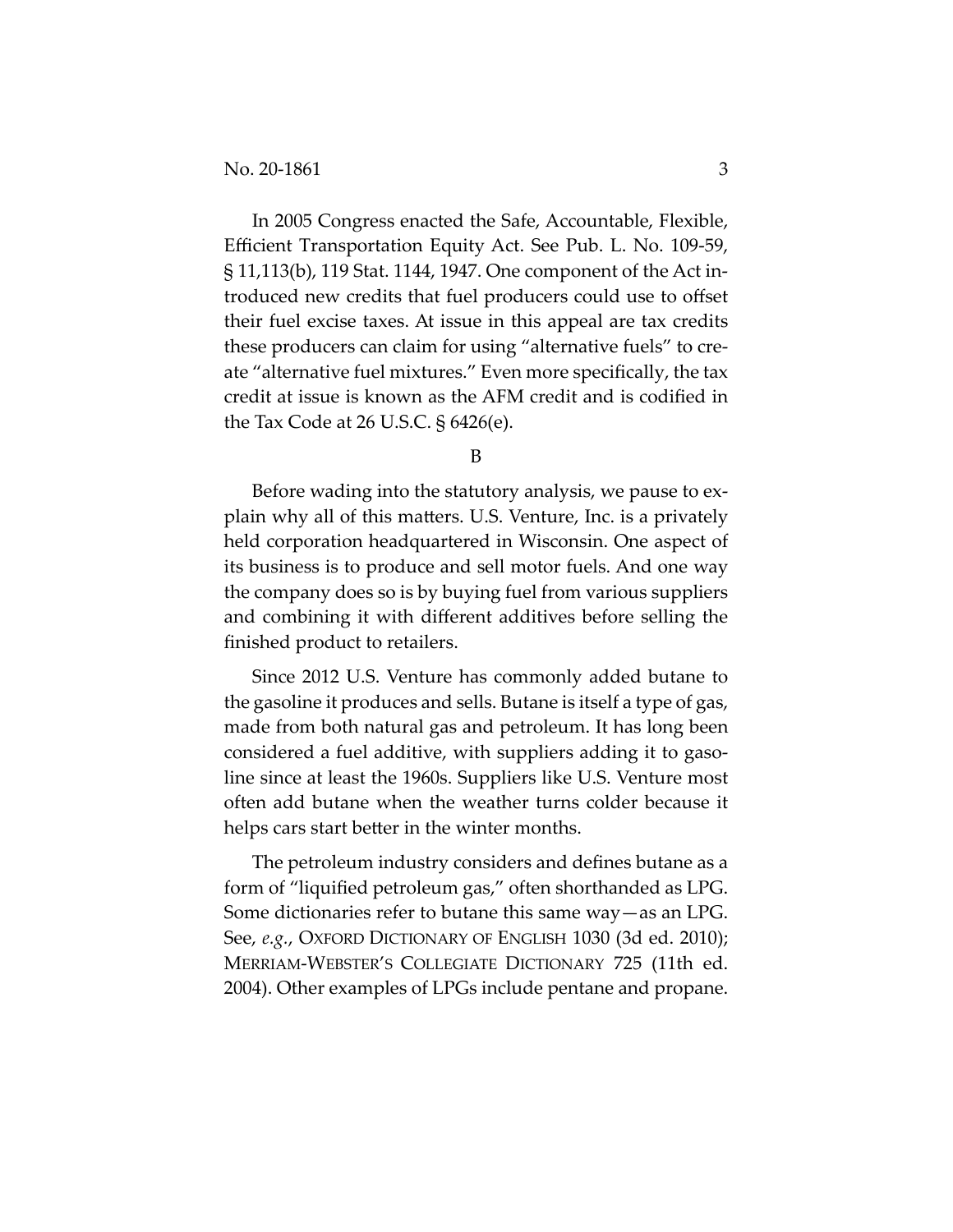In 2005 Congress enacted the Safe, Accountable, Flexible, Efficient Transportation Equity Act. See Pub. L. No. 109-59, § 11,113(b), 119 Stat. 1144, 1947. One component of the Act introduced new credits that fuel producers could use to offset their fuel excise taxes. At issue in this appeal are tax credits these producers can claim for using "alternative fuels" to create "alternative fuel mixtures." Even more specifically, the tax credit at issue is known as the AFM credit and is codified in the Tax Code at 26 U.S.C. § 6426(e).

### B

Before wading into the statutory analysis, we pause to explain why all of this matters. U.S. Venture, Inc. is a privately held corporation headquartered in Wisconsin. One aspect of its business is to produce and sell motor fuels. And one way the company does so is by buying fuel from various suppliers and combining it with different additives before selling the finished product to retailers.

Since 2012 U.S. Venture has commonly added butane to the gasoline it produces and sells. Butane is itself a type of gas, made from both natural gas and petroleum. It has long been considered a fuel additive, with suppliers adding it to gasoline since at least the 1960s. Suppliers like U.S. Venture most often add butane when the weather turns colder because it helps cars start better in the winter months.

The petroleum industry considers and defines butane as a form of "liquified petroleum gas," often shorthanded as LPG. Some dictionaries refer to butane this same way—as an LPG. See, *e.g.*, OXFORD DICTIONARY OF ENGLISH 1030 (3d ed. 2010); MERRIAM-WEBSTER'S COLLEGIATE DICTIONARY 725 (11th ed. 2004). Other examples of LPGs include pentane and propane.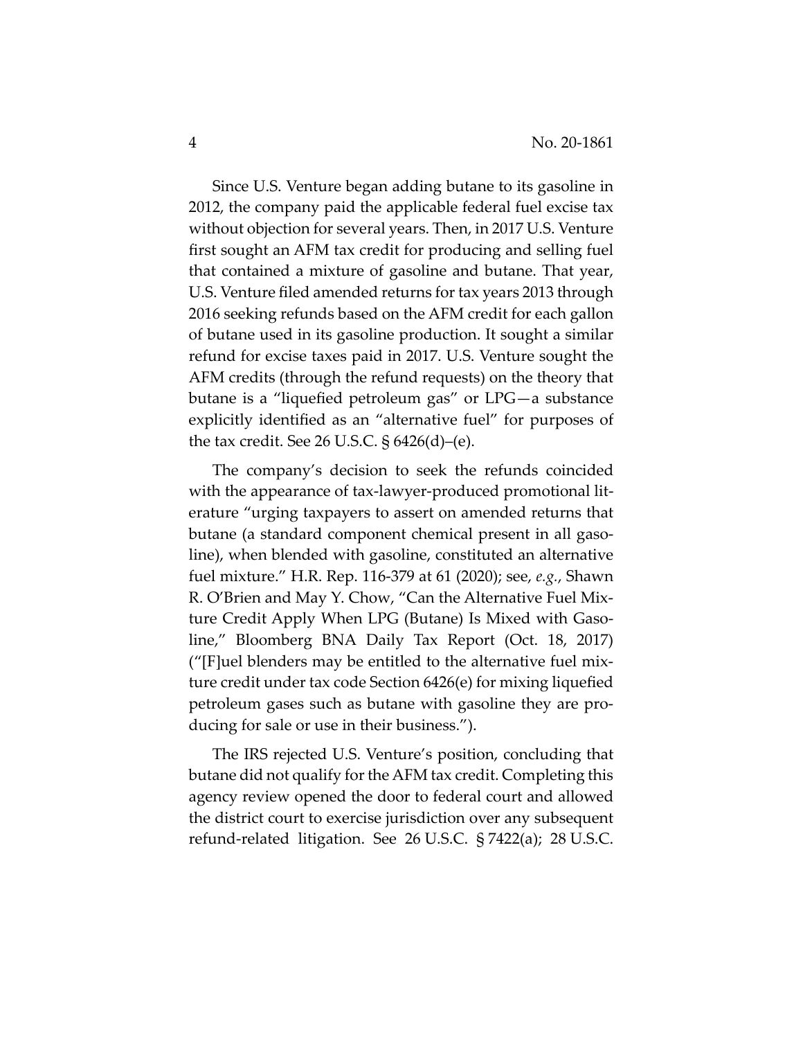Since U.S. Venture began adding butane to its gasoline in 2012, the company paid the applicable federal fuel excise tax without objection for several years. Then, in 2017 U.S. Venture first sought an AFM tax credit for producing and selling fuel that contained a mixture of gasoline and butane. That year, U.S. Venture filed amended returns for tax years 2013 through 2016 seeking refunds based on the AFM credit for each gallon of butane used in its gasoline production. It sought a similar refund for excise taxes paid in 2017. U.S. Venture sought the AFM credits (through the refund requests) on the theory that butane is a "liquefied petroleum gas" or LPG—a substance explicitly identified as an "alternative fuel" for purposes of the tax credit. See 26 U.S.C. § 6426(d)–(e).

The company's decision to seek the refunds coincided with the appearance of tax-lawyer-produced promotional literature "urging taxpayers to assert on amended returns that butane (a standard component chemical present in all gasoline), when blended with gasoline, constituted an alternative fuel mixture." H.R. Rep. 116-379 at 61 (2020); see, *e.g.*, Shawn R. O'Brien and May Y. Chow, "Can the Alternative Fuel Mixture Credit Apply When LPG (Butane) Is Mixed with Gasoline," Bloomberg BNA Daily Tax Report (Oct. 18, 2017) ("[F]uel blenders may be entitled to the alternative fuel mixture credit under tax code Section 6426(e) for mixing liquefied petroleum gases such as butane with gasoline they are producing for sale or use in their business.").

The IRS rejected U.S. Venture's position, concluding that butane did not qualify for the AFM tax credit. Completing this agency review opened the door to federal court and allowed the district court to exercise jurisdiction over any subsequent refund-related litigation. See 26 U.S.C. § 7422(a); 28 U.S.C.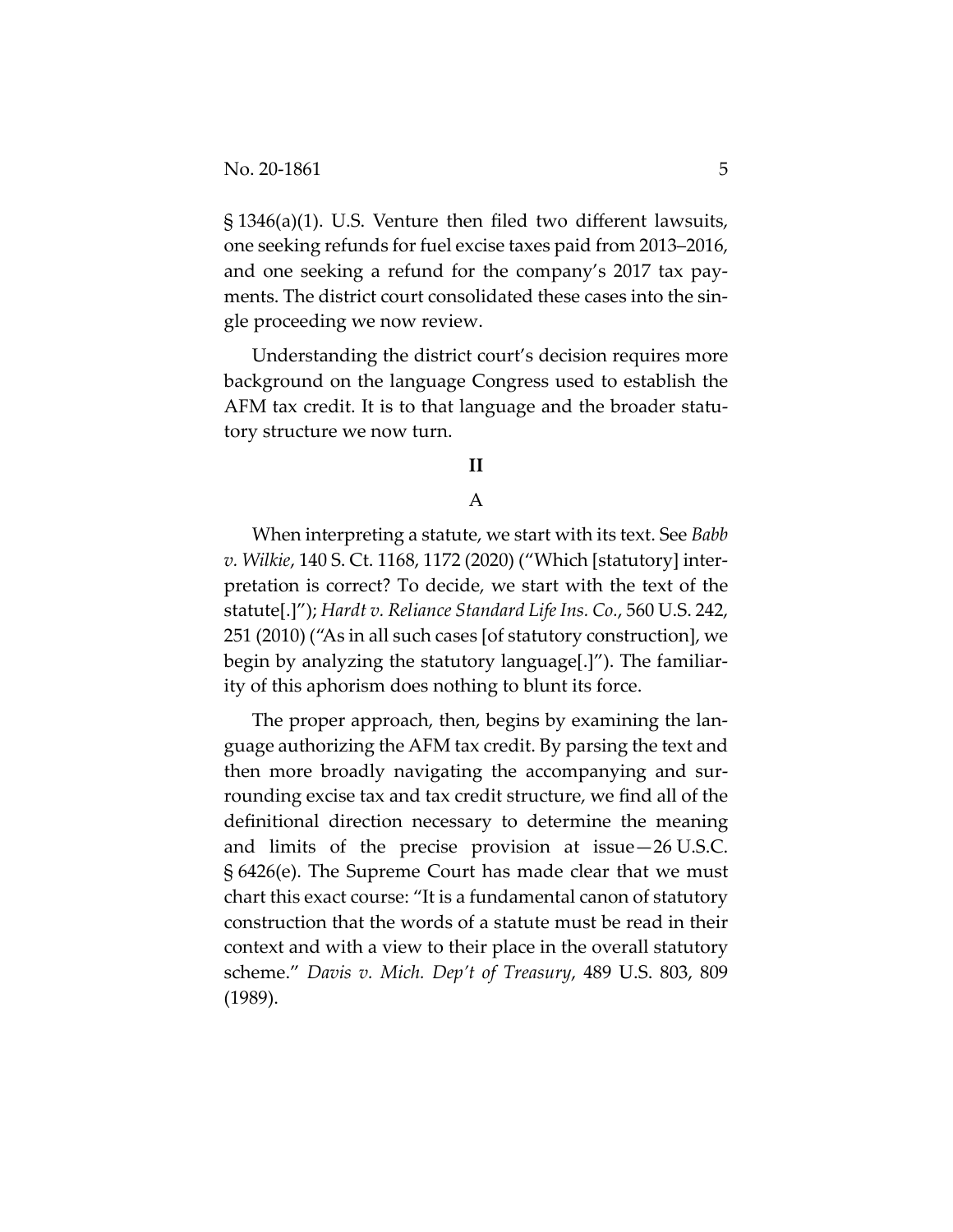§ 1346(a)(1). U.S. Venture then filed two different lawsuits, one seeking refunds for fuel excise taxes paid from 2013–2016, and one seeking a refund for the company's 2017 tax payments. The district court consolidated these cases into the single proceeding we now review.

Understanding the district court's decision requires more background on the language Congress used to establish the AFM tax credit. It is to that language and the broader statutory structure we now turn.

## II

### A

When interpreting a statute, we start with its text. See *Babb v. Wilkie*, 140 S. Ct. 1168, 1172 (2020) ("Which [statutory] interpretation is correct? To decide, we start with the text of the statute[.]"); *Hardt v. Reliance Standard Life Ins. Co.*, 560 U.S. 242, 251 (2010) ("As in all such cases [of statutory construction], we begin by analyzing the statutory language[.]"). The familiarity of this aphorism does nothing to blunt its force.

The proper approach, then, begins by examining the language authorizing the AFM tax credit. By parsing the text and then more broadly navigating the accompanying and surrounding excise tax and tax credit structure, we find all of the definitional direction necessary to determine the meaning and limits of the precise provision at issue—26 U.S.C. § 6426(e). The Supreme Court has made clear that we must chart this exact course: "It is a fundamental canon of statutory construction that the words of a statute must be read in their context and with a view to their place in the overall statutory scheme." *Davis v. Mich. Dep't of Treasury*, 489 U.S. 803, 809 (1989).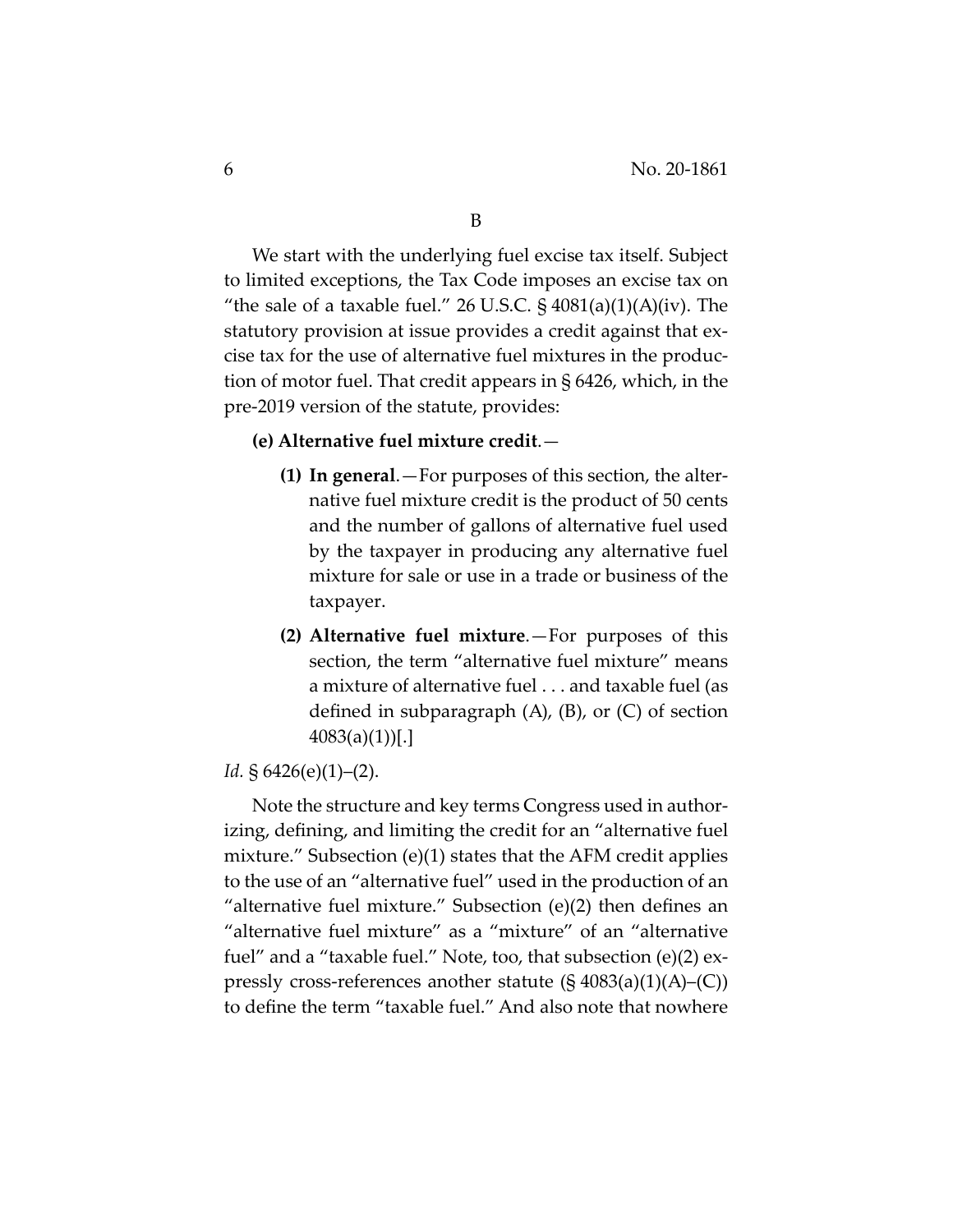B

We start with the underlying fuel excise tax itself. Subject to limited exceptions, the Tax Code imposes an excise tax on "the sale of a taxable fuel." 26 U.S.C. § 4081(a)(1)(A)(iv). The statutory provision at issue provides a credit against that excise tax for the use of alternative fuel mixtures in the production of motor fuel. That credit appears in § 6426, which, in the pre-2019 version of the statute, provides:

> **(e) Alternative fuel mixture credit**.—
>
> **(1) In general**.—For purposes of this section, the alternative fuel mixture credit is the product of 50 cents and the number of gallons of alternative fuel used by the taxpayer in producing any alternative fuel mixture for sale or use in a trade or business of the taxpayer.
>
> **(2) Alternative fuel mixture**.—For purposes of this section, the term "alternative fuel mixture" means a mixture of alternative fuel . . . and taxable fuel (as defined in subparagraph (A), (B), or (C) of section 4083(a)(1))[.]

*Id.* § 6426(e)(1)–(2).

Note the structure and key terms Congress used in authorizing, defining, and limiting the credit for an "alternative fuel mixture." Subsection (e)(1) states that the AFM credit applies to the use of an "alternative fuel" used in the production of an "alternative fuel mixture." Subsection (e)(2) then defines an "alternative fuel mixture" as a "mixture" of an "alternative fuel" and a "taxable fuel." Note, too, that subsection (e)(2) expressly cross-references another statute (§ 4083(a)(1)(A)–(C)) to define the term "taxable fuel." And also note that nowhere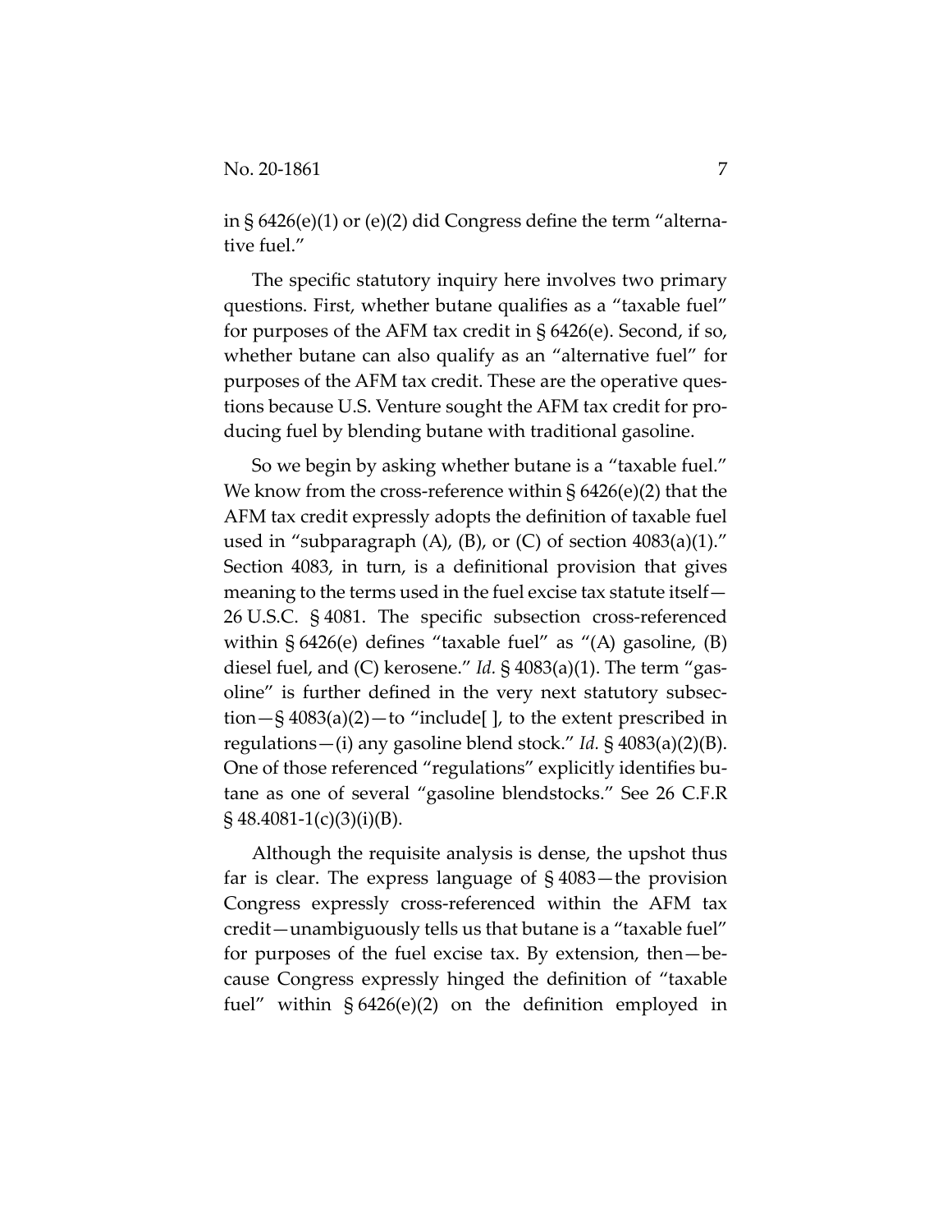in § 6426(e)(1) or (e)(2) did Congress define the term "alternative fuel."

The specific statutory inquiry here involves two primary questions. First, whether butane qualifies as a "taxable fuel" for purposes of the AFM tax credit in § 6426(e). Second, if so, whether butane can also qualify as an "alternative fuel" for purposes of the AFM tax credit. These are the operative questions because U.S. Venture sought the AFM tax credit for producing fuel by blending butane with traditional gasoline.

So we begin by asking whether butane is a "taxable fuel." We know from the cross-reference within § 6426(e)(2) that the AFM tax credit expressly adopts the definition of taxable fuel used in "subparagraph (A), (B), or (C) of section 4083(a)(1)." Section 4083, in turn, is a definitional provision that gives meaning to the terms used in the fuel excise tax statute itself—26 U.S.C. § 4081. The specific subsection cross-referenced within § 6426(e) defines "taxable fuel" as "(A) gasoline, (B) diesel fuel, and (C) kerosene." *Id.* § 4083(a)(1). The term "gasoline" is further defined in the very next statutory subsection—§ 4083(a)(2)—to "include[ ], to the extent prescribed in regulations—(i) any gasoline blend stock." *Id.* § 4083(a)(2)(B). One of those referenced "regulations" explicitly identifies butane as one of several "gasoline blendstocks." See 26 C.F.R § 48.4081-1(c)(3)(i)(B).

Although the requisite analysis is dense, the upshot thus far is clear. The express language of § 4083—the provision Congress expressly cross-referenced within the AFM tax credit—unambiguously tells us that butane is a "taxable fuel" for purposes of the fuel excise tax. By extension, then—because Congress expressly hinged the definition of "taxable fuel" within § 6426(e)(2) on the definition employed in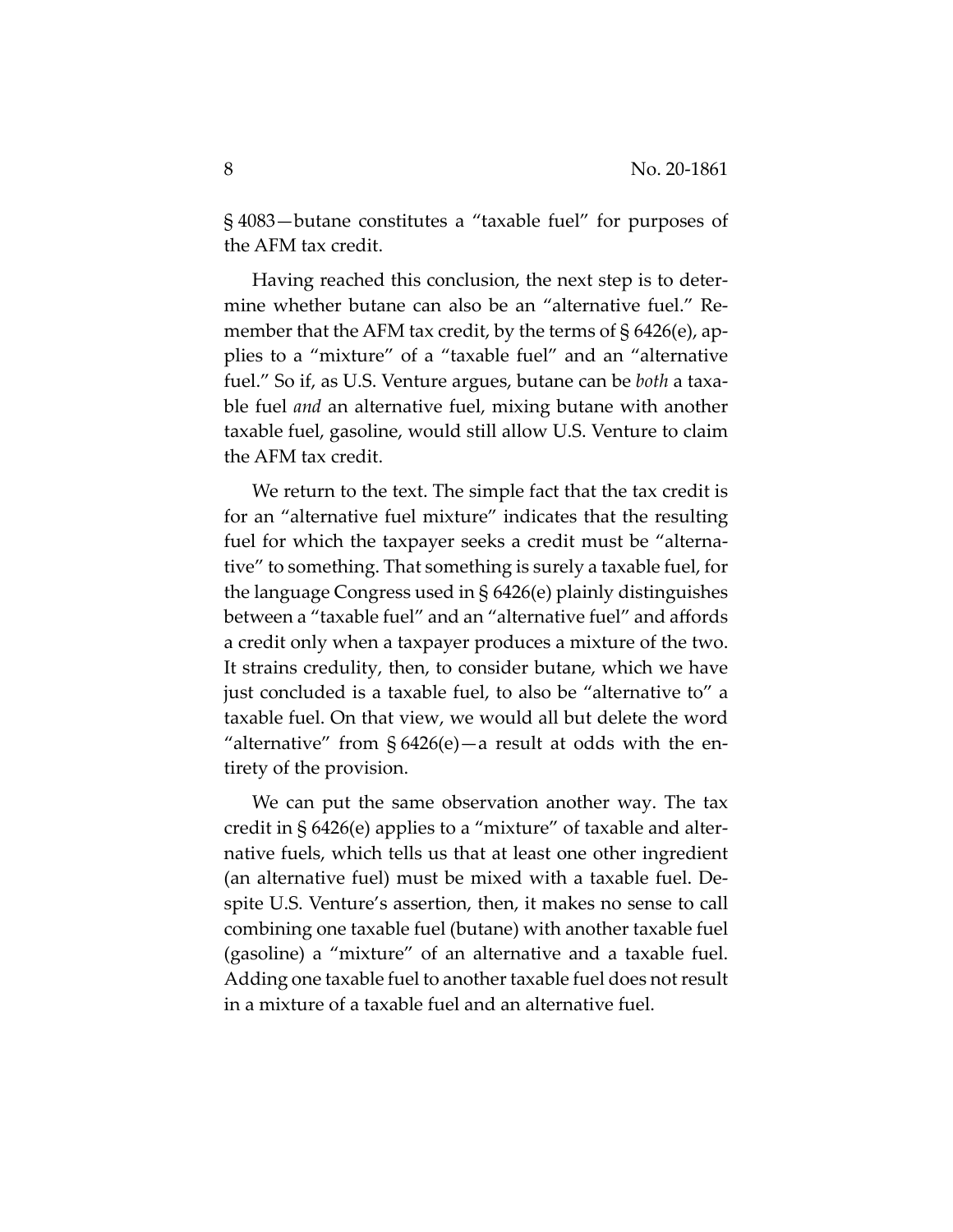§ 4083—butane constitutes a "taxable fuel" for purposes of the AFM tax credit.

Having reached this conclusion, the next step is to determine whether butane can also be an "alternative fuel." Remember that the AFM tax credit, by the terms of § 6426(e), applies to a "mixture" of a "taxable fuel" and an "alternative fuel." So if, as U.S. Venture argues, butane can be *both* a taxable fuel *and* an alternative fuel, mixing butane with another taxable fuel, gasoline, would still allow U.S. Venture to claim the AFM tax credit.

We return to the text. The simple fact that the tax credit is for an "alternative fuel mixture" indicates that the resulting fuel for which the taxpayer seeks a credit must be "alternative" to something. That something is surely a taxable fuel, for the language Congress used in § 6426(e) plainly distinguishes between a "taxable fuel" and an "alternative fuel" and affords a credit only when a taxpayer produces a mixture of the two. It strains credulity, then, to consider butane, which we have just concluded is a taxable fuel, to also be "alternative to" a taxable fuel. On that view, we would all but delete the word "alternative" from § 6426(e)—a result at odds with the entirety of the provision.

We can put the same observation another way. The tax credit in § 6426(e) applies to a "mixture" of taxable and alternative fuels, which tells us that at least one other ingredient (an alternative fuel) must be mixed with a taxable fuel. Despite U.S. Venture's assertion, then, it makes no sense to call combining one taxable fuel (butane) with another taxable fuel (gasoline) a "mixture" of an alternative and a taxable fuel. Adding one taxable fuel to another taxable fuel does not result in a mixture of a taxable fuel and an alternative fuel.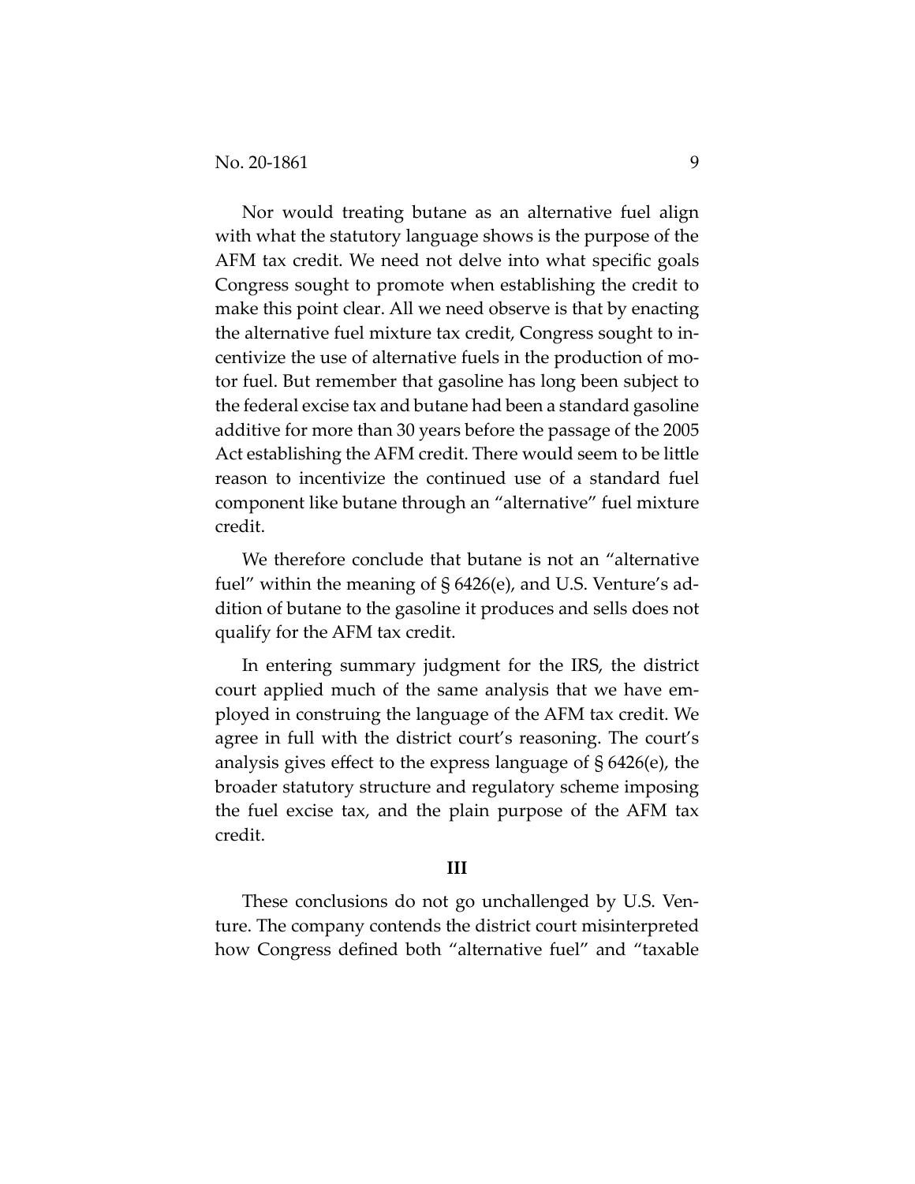Nor would treating butane as an alternative fuel align with what the statutory language shows is the purpose of the AFM tax credit. We need not delve into what specific goals Congress sought to promote when establishing the credit to make this point clear. All we need observe is that by enacting the alternative fuel mixture tax credit, Congress sought to incentivize the use of alternative fuels in the production of motor fuel. But remember that gasoline has long been subject to the federal excise tax and butane had been a standard gasoline additive for more than 30 years before the passage of the 2005 Act establishing the AFM credit. There would seem to be little reason to incentivize the continued use of a standard fuel component like butane through an "alternative" fuel mixture credit.

We therefore conclude that butane is not an "alternative fuel" within the meaning of § 6426(e), and U.S. Venture's addition of butane to the gasoline it produces and sells does not qualify for the AFM tax credit.

In entering summary judgment for the IRS, the district court applied much of the same analysis that we have employed in construing the language of the AFM tax credit. We agree in full with the district court's reasoning. The court's analysis gives effect to the express language of § 6426(e), the broader statutory structure and regulatory scheme imposing the fuel excise tax, and the plain purpose of the AFM tax credit.

### III

These conclusions do not go unchallenged by U.S. Venture. The company contends the district court misinterpreted how Congress defined both "alternative fuel" and "taxable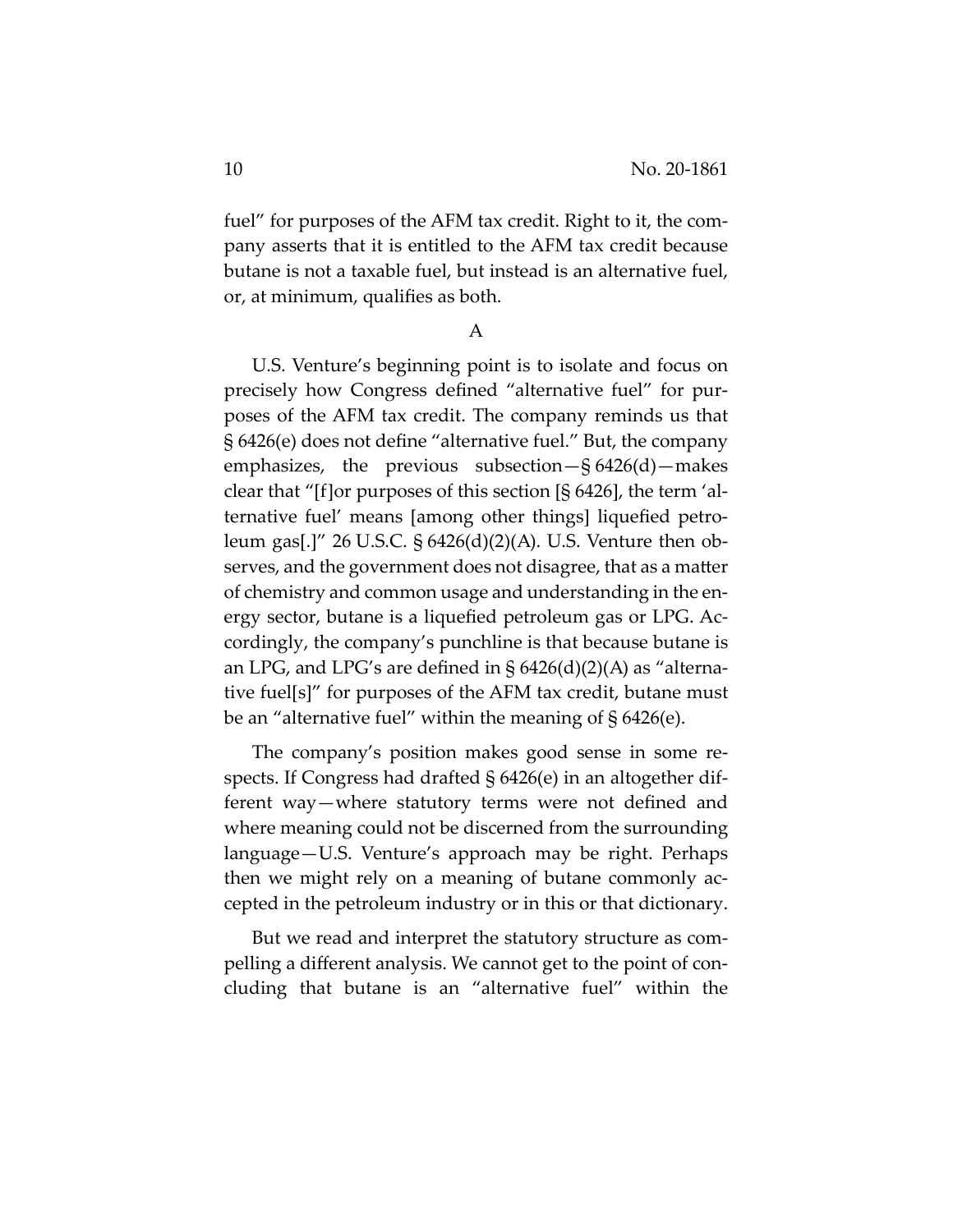fuel" for purposes of the AFM tax credit. Right to it, the company asserts that it is entitled to the AFM tax credit because butane is not a taxable fuel, but instead is an alternative fuel, or, at minimum, qualifies as both.

A

U.S. Venture's beginning point is to isolate and focus on precisely how Congress defined "alternative fuel" for purposes of the AFM tax credit. The company reminds us that § 6426(e) does not define "alternative fuel." But, the company emphasizes, the previous subsection—§ 6426(d)—makes clear that "[f]or purposes of this section [§ 6426], the term 'alternative fuel' means [among other things] liquefied petroleum gas[.]" 26 U.S.C. § 6426(d)(2)(A). U.S. Venture then observes, and the government does not disagree, that as a matter of chemistry and common usage and understanding in the energy sector, butane is a liquefied petroleum gas or LPG. Accordingly, the company's punchline is that because butane is an LPG, and LPG's are defined in § 6426(d)(2)(A) as "alternative fuel[s]" for purposes of the AFM tax credit, butane must be an "alternative fuel" within the meaning of § 6426(e).

The company's position makes good sense in some respects. If Congress had drafted § 6426(e) in an altogether different way—where statutory terms were not defined and where meaning could not be discerned from the surrounding language—U.S. Venture's approach may be right. Perhaps then we might rely on a meaning of butane commonly accepted in the petroleum industry or in this or that dictionary.

But we read and interpret the statutory structure as compelling a different analysis. We cannot get to the point of concluding that butane is an "alternative fuel" within the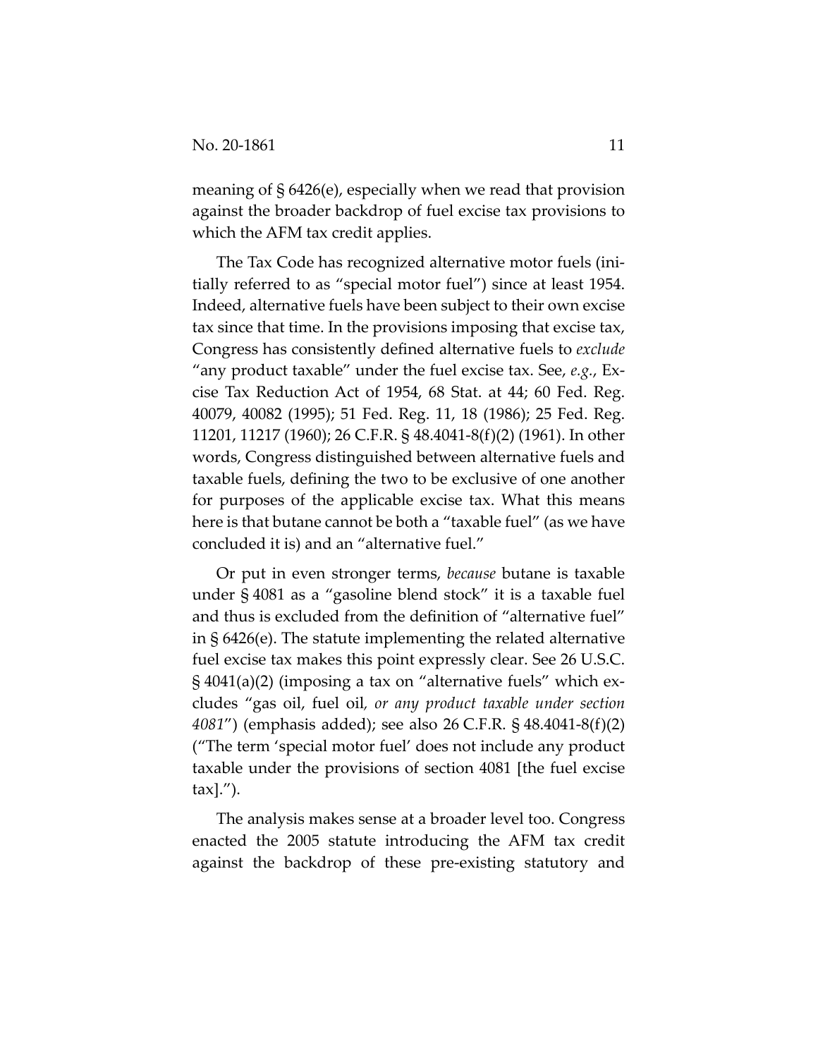meaning of § 6426(e), especially when we read that provision against the broader backdrop of fuel excise tax provisions to which the AFM tax credit applies.

The Tax Code has recognized alternative motor fuels (initially referred to as "special motor fuel") since at least 1954. Indeed, alternative fuels have been subject to their own excise tax since that time. In the provisions imposing that excise tax, Congress has consistently defined alternative fuels to *exclude* "any product taxable" under the fuel excise tax. See, *e.g.*, Excise Tax Reduction Act of 1954, 68 Stat. at 44; 60 Fed. Reg. 40079, 40082 (1995); 51 Fed. Reg. 11, 18 (1986); 25 Fed. Reg. 11201, 11217 (1960); 26 C.F.R. § 48.4041-8(f)(2) (1961). In other words, Congress distinguished between alternative fuels and taxable fuels, defining the two to be exclusive of one another for purposes of the applicable excise tax. What this means here is that butane cannot be both a "taxable fuel" (as we have concluded it is) and an "alternative fuel."

Or put in even stronger terms, *because* butane is taxable under § 4081 as a "gasoline blend stock" it is a taxable fuel and thus is excluded from the definition of "alternative fuel" in § 6426(e). The statute implementing the related alternative fuel excise tax makes this point expressly clear. See 26 U.S.C. § 4041(a)(2) (imposing a tax on "alternative fuels" which excludes "gas oil, fuel oil, *or any product taxable under section 4081*") (emphasis added); see also 26 C.F.R. § 48.4041-8(f)(2) ("The term 'special motor fuel' does not include any product taxable under the provisions of section 4081 [the fuel excise tax].").

The analysis makes sense at a broader level too. Congress enacted the 2005 statute introducing the AFM tax credit against the backdrop of these pre-existing statutory and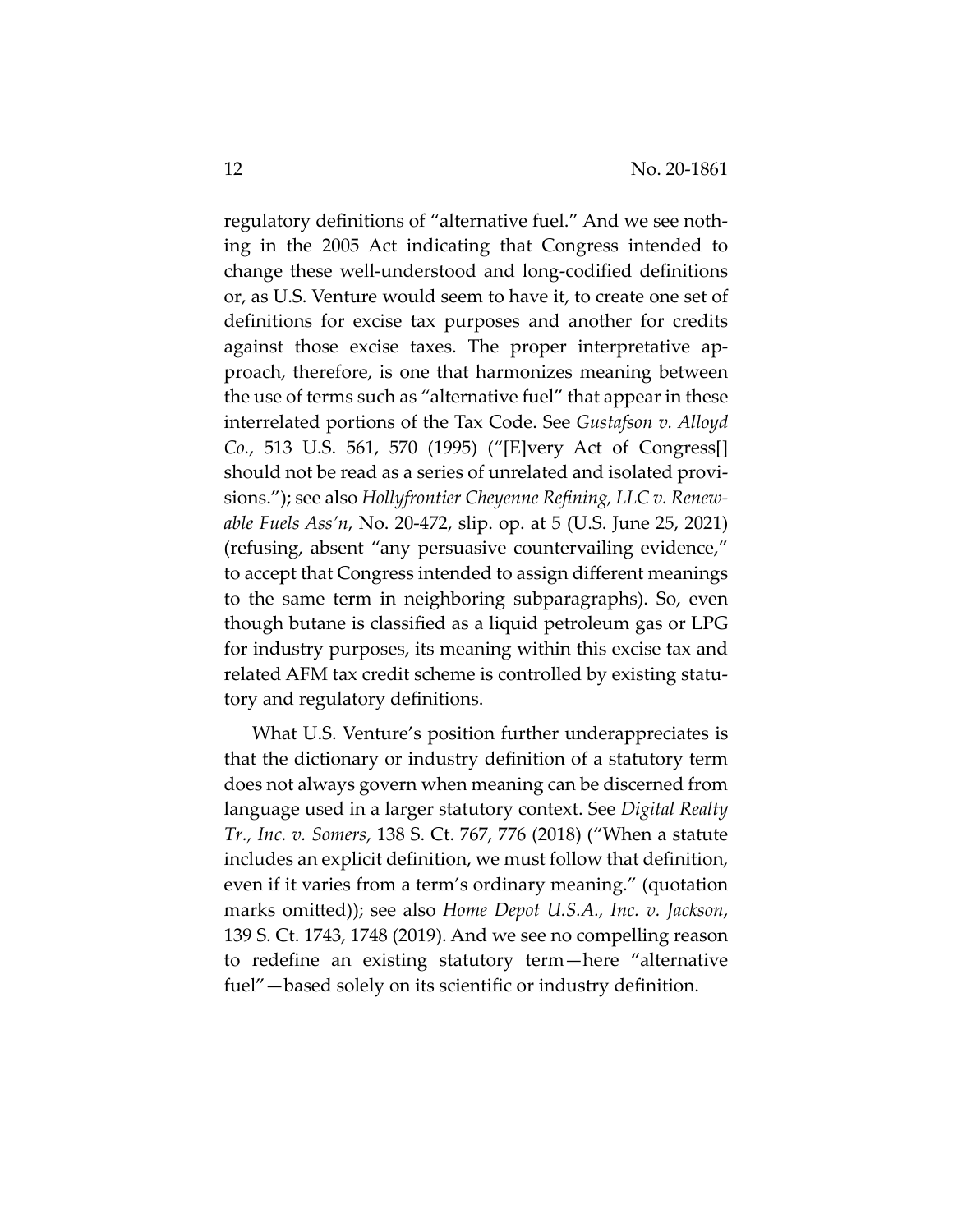regulatory definitions of "alternative fuel." And we see nothing in the 2005 Act indicating that Congress intended to change these well-understood and long-codified definitions or, as U.S. Venture would seem to have it, to create one set of definitions for excise tax purposes and another for credits against those excise taxes. The proper interpretative approach, therefore, is one that harmonizes meaning between the use of terms such as "alternative fuel" that appear in these interrelated portions of the Tax Code. See *Gustafson v. Alloyd Co.*, 513 U.S. 561, 570 (1995) ("[E]very Act of Congress[] should not be read as a series of unrelated and isolated provisions."); see also *Hollyfrontier Cheyenne Refining, LLC v. Renewable Fuels Ass'n*, No. 20-472, slip. op. at 5 (U.S. June 25, 2021) (refusing, absent "any persuasive countervailing evidence," to accept that Congress intended to assign different meanings to the same term in neighboring subparagraphs). So, even though butane is classified as a liquid petroleum gas or LPG for industry purposes, its meaning within this excise tax and related AFM tax credit scheme is controlled by existing statutory and regulatory definitions.

What U.S. Venture's position further underappreciates is that the dictionary or industry definition of a statutory term does not always govern when meaning can be discerned from language used in a larger statutory context. See *Digital Realty Tr., Inc. v. Somers*, 138 S. Ct. 767, 776 (2018) ("When a statute includes an explicit definition, we must follow that definition, even if it varies from a term's ordinary meaning." (quotation marks omitted)); see also *Home Depot U.S.A., Inc. v. Jackson*, 139 S. Ct. 1743, 1748 (2019). And we see no compelling reason to redefine an existing statutory term—here "alternative fuel"—based solely on its scientific or industry definition.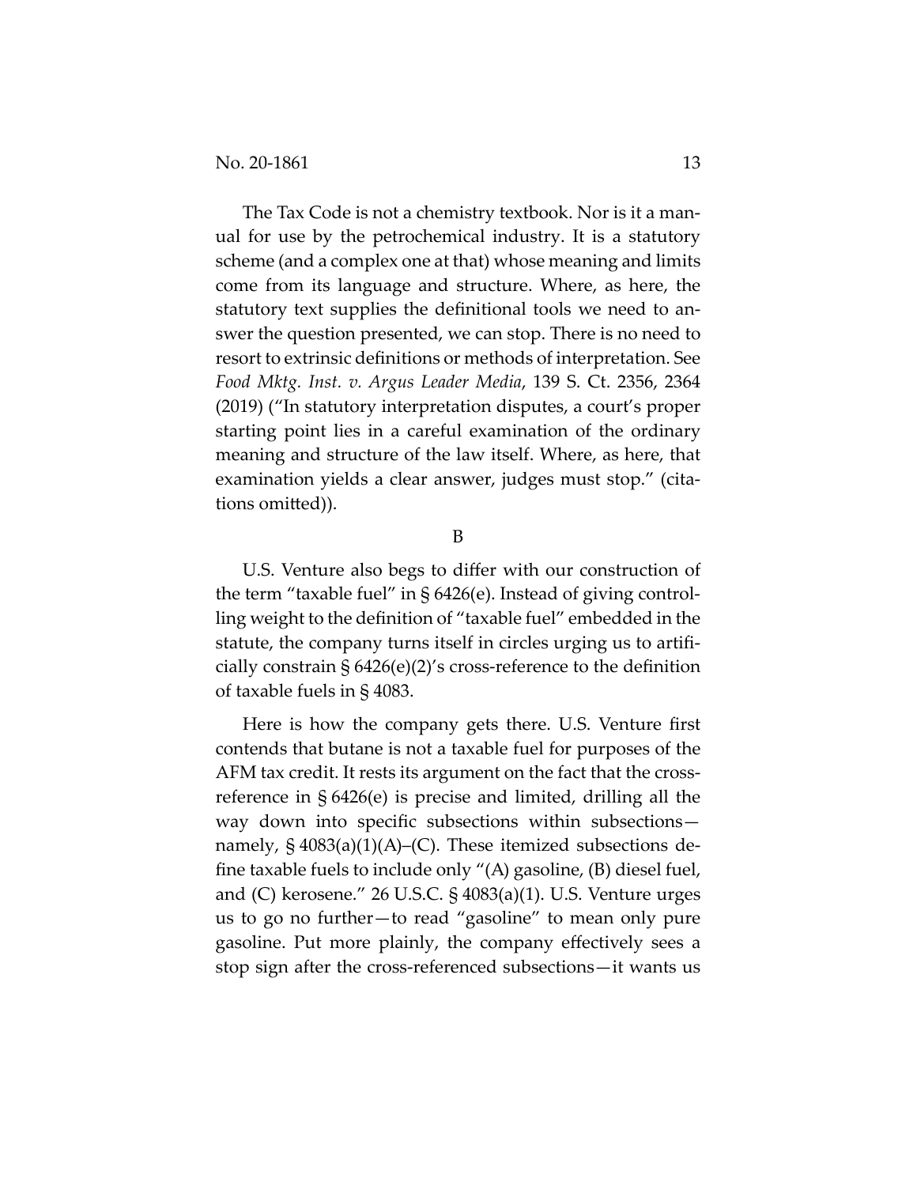The Tax Code is not a chemistry textbook. Nor is it a manual for use by the petrochemical industry. It is a statutory scheme (and a complex one at that) whose meaning and limits come from its language and structure. Where, as here, the statutory text supplies the definitional tools we need to answer the question presented, we can stop. There is no need to resort to extrinsic definitions or methods of interpretation. See *Food Mktg. Inst. v. Argus Leader Media*, 139 S. Ct. 2356, 2364 (2019) ("In statutory interpretation disputes, a court's proper starting point lies in a careful examination of the ordinary meaning and structure of the law itself. Where, as here, that examination yields a clear answer, judges must stop." (citations omitted)).

B

U.S. Venture also begs to differ with our construction of the term "taxable fuel" in § 6426(e). Instead of giving controlling weight to the definition of "taxable fuel" embedded in the statute, the company turns itself in circles urging us to artificially constrain § 6426(e)(2)'s cross-reference to the definition of taxable fuels in § 4083.

Here is how the company gets there. U.S. Venture first contends that butane is not a taxable fuel for purposes of the AFM tax credit. It rests its argument on the fact that the cross-reference in § 6426(e) is precise and limited, drilling all the way down into specific subsections within subsections—namely, § 4083(a)(1)(A)–(C). These itemized subsections define taxable fuels to include only "(A) gasoline, (B) diesel fuel, and (C) kerosene." 26 U.S.C. § 4083(a)(1). U.S. Venture urges us to go no further—to read "gasoline" to mean only pure gasoline. Put more plainly, the company effectively sees a stop sign after the cross-referenced subsections—it wants us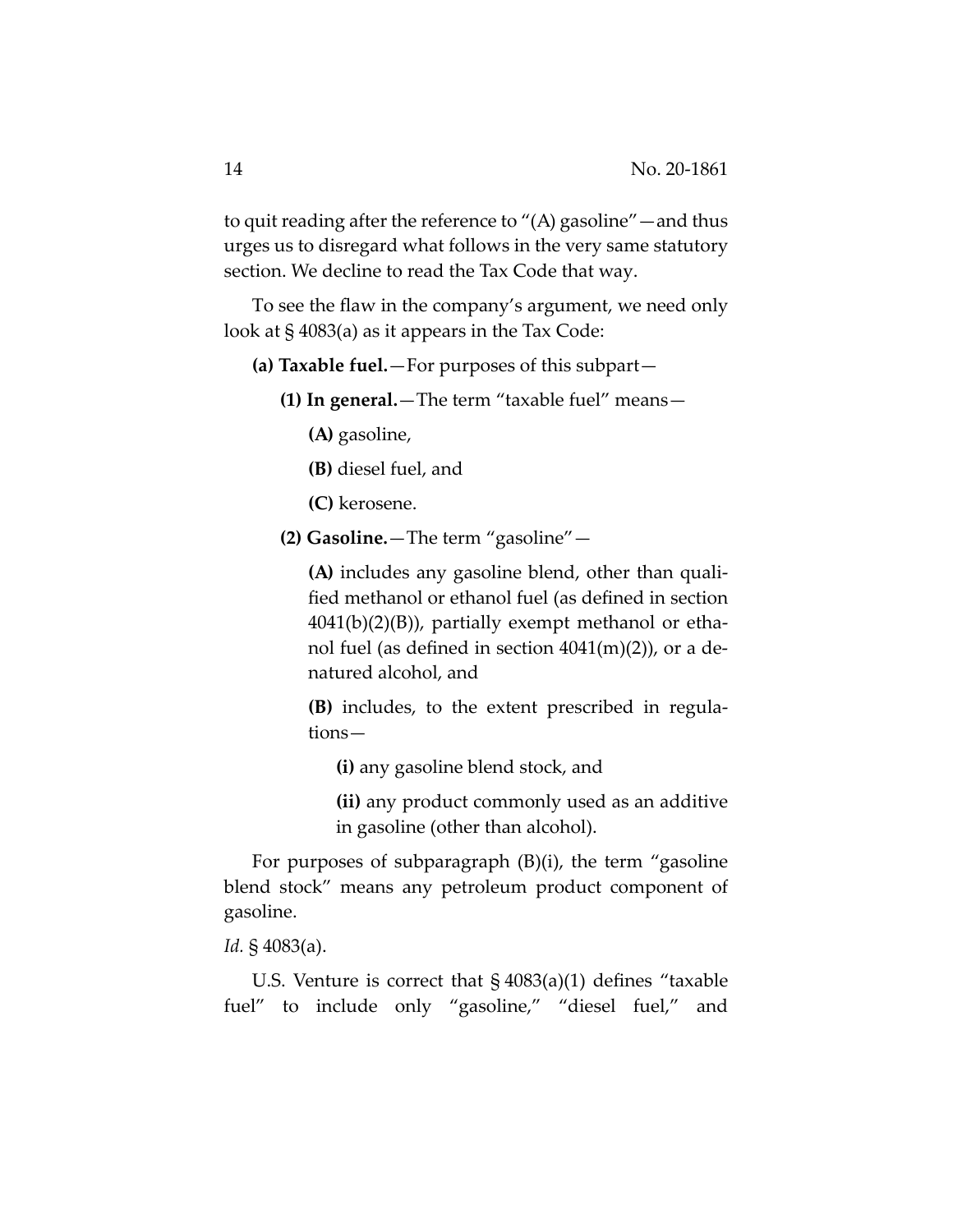to quit reading after the reference to "(A) gasoline"—and thus urges us to disregard what follows in the very same statutory section. We decline to read the Tax Code that way.

To see the flaw in the company's argument, we need only look at § 4083(a) as it appears in the Tax Code:

> **(a) Taxable fuel.**—For purposes of this subpart—
>
> > **(1) In general.**—The term "taxable fuel" means—
> >
> > > **(A)** gasoline,
> > >
> > > **(B)** diesel fuel, and
> > >
> > > **(C)** kerosene.
> >
> > **(2) Gasoline.**—The term "gasoline"—
> >
> > > **(A)** includes any gasoline blend, other than qualified methanol or ethanol fuel (as defined in section 4041(b)(2)(B)), partially exempt methanol or ethanol fuel (as defined in section 4041(m)(2)), or a denatured alcohol, and
> > >
> > > **(B)** includes, to the extent prescribed in regulations—
> > >
> > > > **(i)** any gasoline blend stock, and
> > > >
> > > > **(ii)** any product commonly used as an additive in gasoline (other than alcohol).
>
> For purposes of subparagraph (B)(i), the term "gasoline blend stock" means any petroleum product component of gasoline.

*Id.* § 4083(a).

U.S. Venture is correct that § 4083(a)(1) defines "taxable fuel" to include only "gasoline," "diesel fuel," and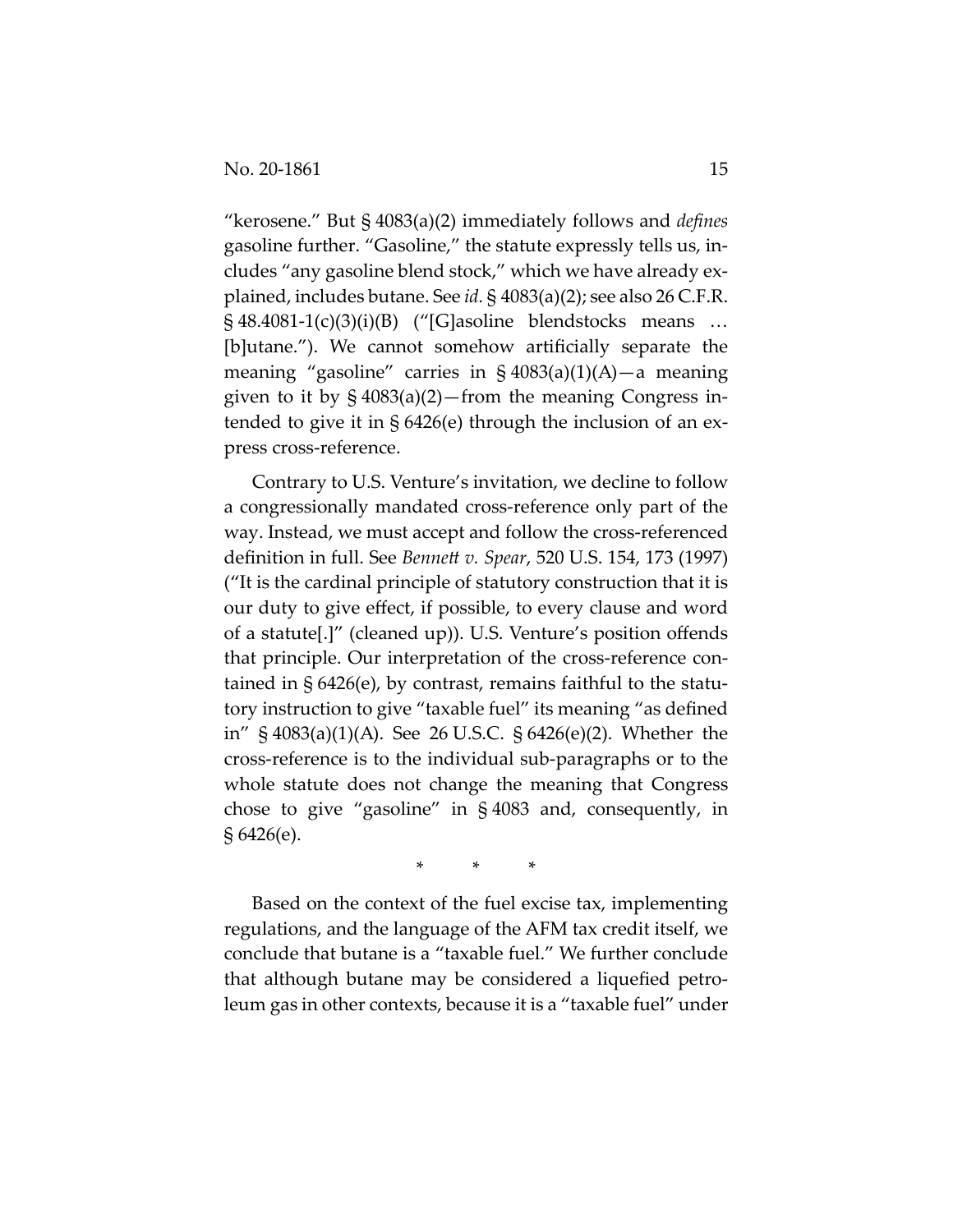"kerosene." But § 4083(a)(2) immediately follows and *defines* gasoline further. "Gasoline," the statute expressly tells us, includes "any gasoline blend stock," which we have already explained, includes butane. See *id.* § 4083(a)(2); see also 26 C.F.R. § 48.4081-1(c)(3)(i)(B) ("[G]asoline blendstocks means … [b]utane."). We cannot somehow artificially separate the meaning "gasoline" carries in § 4083(a)(1)(A)—a meaning given to it by § 4083(a)(2)—from the meaning Congress intended to give it in § 6426(e) through the inclusion of an express cross-reference.

Contrary to U.S. Venture's invitation, we decline to follow a congressionally mandated cross-reference only part of the way. Instead, we must accept and follow the cross-referenced definition in full. See *Bennett v. Spear*, 520 U.S. 154, 173 (1997) ("It is the cardinal principle of statutory construction that it is our duty to give effect, if possible, to every clause and word of a statute[.]" (cleaned up)). U.S. Venture's position offends that principle. Our interpretation of the cross-reference contained in § 6426(e), by contrast, remains faithful to the statutory instruction to give "taxable fuel" its meaning "as defined in" § 4083(a)(1)(A). See 26 U.S.C. § 6426(e)(2). Whether the cross-reference is to the individual sub-paragraphs or to the whole statute does not change the meaning that Congress chose to give "gasoline" in § 4083 and, consequently, in § 6426(e).

\* \* \*

Based on the context of the fuel excise tax, implementing regulations, and the language of the AFM tax credit itself, we conclude that butane is a "taxable fuel." We further conclude that although butane may be considered a liquefied petroleum gas in other contexts, because it is a "taxable fuel" under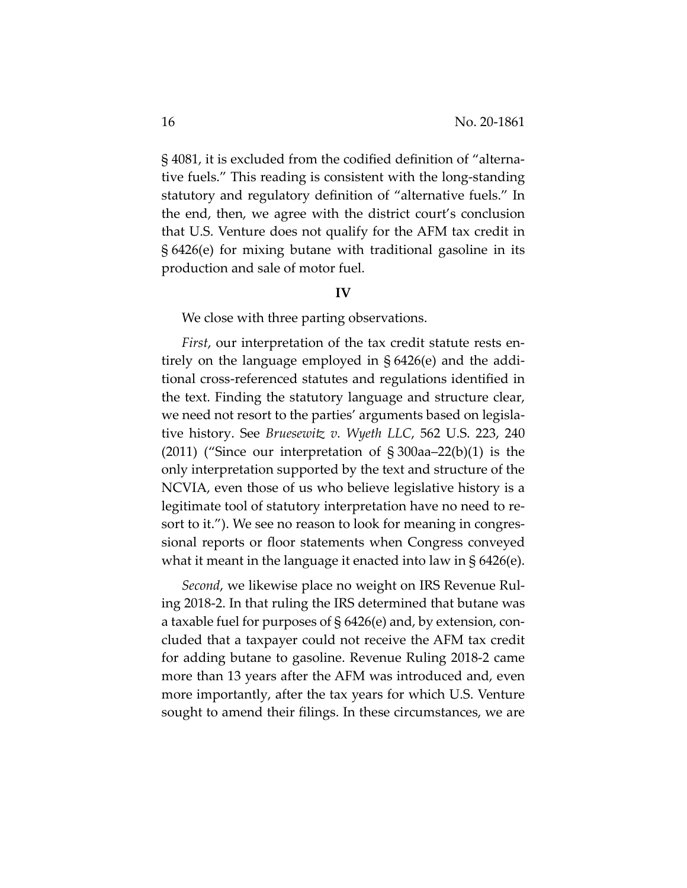§ 4081, it is excluded from the codified definition of "alternative fuels." This reading is consistent with the long-standing statutory and regulatory definition of "alternative fuels." In the end, then, we agree with the district court's conclusion that U.S. Venture does not qualify for the AFM tax credit in § 6426(e) for mixing butane with traditional gasoline in its production and sale of motor fuel.

## IV

We close with three parting observations.

*First*, our interpretation of the tax credit statute rests entirely on the language employed in § 6426(e) and the additional cross-referenced statutes and regulations identified in the text. Finding the statutory language and structure clear, we need not resort to the parties' arguments based on legislative history. See *Bruesewitz v. Wyeth LLC*, 562 U.S. 223, 240 (2011) ("Since our interpretation of § 300aa–22(b)(1) is the only interpretation supported by the text and structure of the NCVIA, even those of us who believe legislative history is a legitimate tool of statutory interpretation have no need to resort to it."). We see no reason to look for meaning in congressional reports or floor statements when Congress conveyed what it meant in the language it enacted into law in § 6426(e).

*Second*, we likewise place no weight on IRS Revenue Ruling 2018-2. In that ruling the IRS determined that butane was a taxable fuel for purposes of § 6426(e) and, by extension, concluded that a taxpayer could not receive the AFM tax credit for adding butane to gasoline. Revenue Ruling 2018-2 came more than 13 years after the AFM was introduced and, even more importantly, after the tax years for which U.S. Venture sought to amend their filings. In these circumstances, we are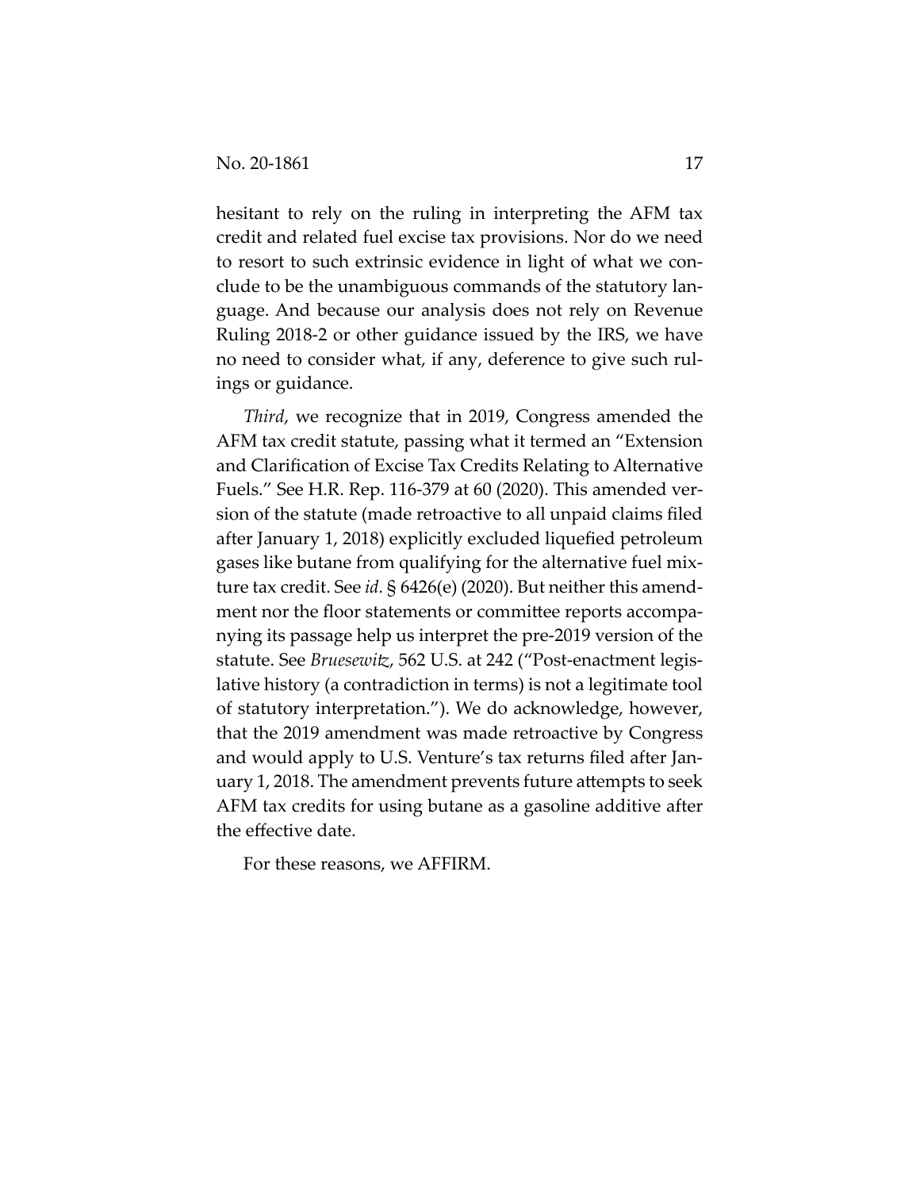hesitant to rely on the ruling in interpreting the AFM tax credit and related fuel excise tax provisions. Nor do we need to resort to such extrinsic evidence in light of what we conclude to be the unambiguous commands of the statutory language. And because our analysis does not rely on Revenue Ruling 2018-2 or other guidance issued by the IRS, we have no need to consider what, if any, deference to give such rulings or guidance.

*Third*, we recognize that in 2019, Congress amended the AFM tax credit statute, passing what it termed an "Extension and Clarification of Excise Tax Credits Relating to Alternative Fuels." See H.R. Rep. 116-379 at 60 (2020). This amended version of the statute (made retroactive to all unpaid claims filed after January 1, 2018) explicitly excluded liquefied petroleum gases like butane from qualifying for the alternative fuel mixture tax credit. See *id.* § 6426(e) (2020). But neither this amendment nor the floor statements or committee reports accompanying its passage help us interpret the pre-2019 version of the statute. See *Bruesewitz*, 562 U.S. at 242 ("Post-enactment legislative history (a contradiction in terms) is not a legitimate tool of statutory interpretation."). We do acknowledge, however, that the 2019 amendment was made retroactive by Congress and would apply to U.S. Venture's tax returns filed after January 1, 2018. The amendment prevents future attempts to seek AFM tax credits for using butane as a gasoline additive after the effective date.

For these reasons, we AFFIRM.